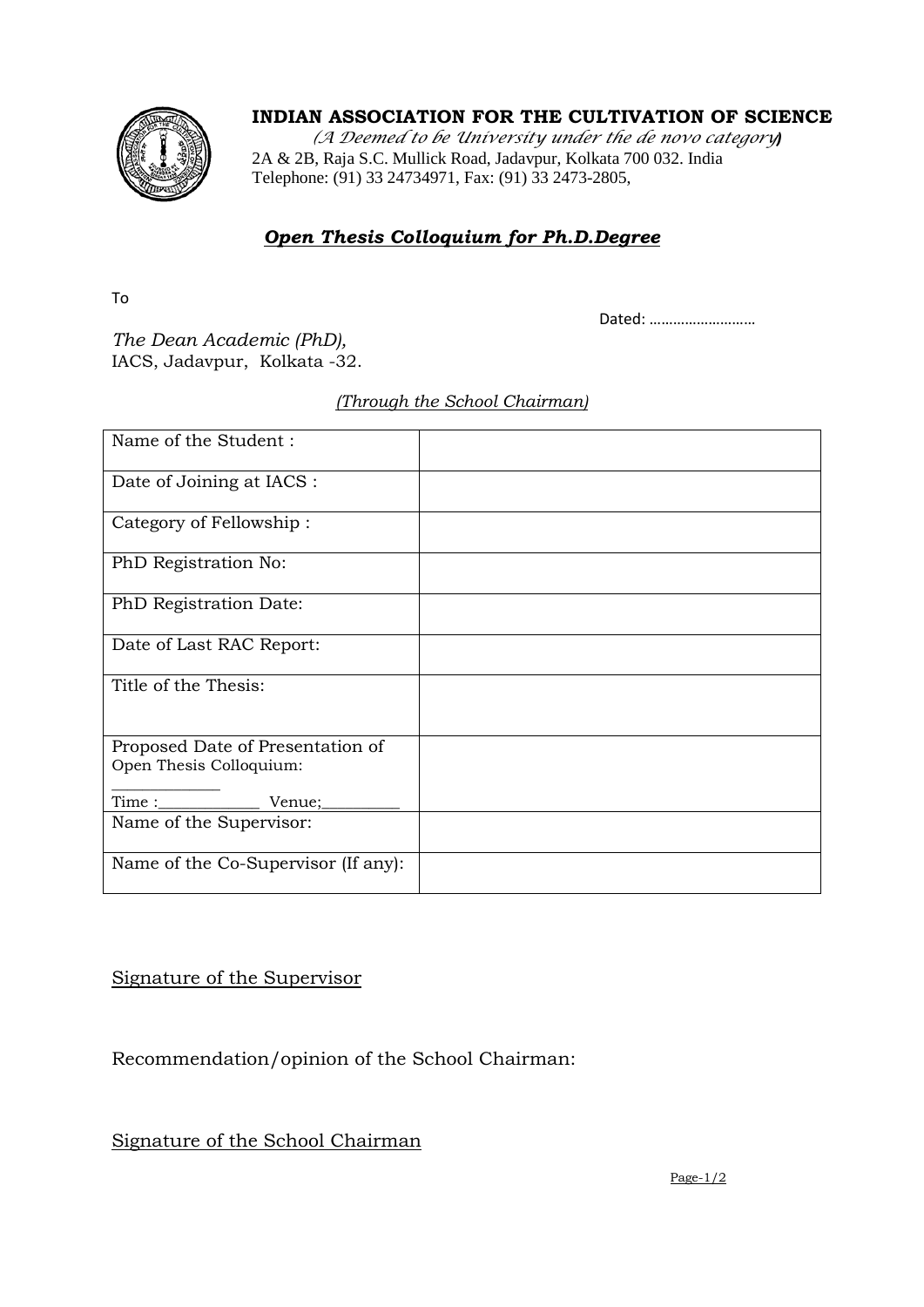**INDIAN ASSOCIATION FOR THE CULTIVATION OF SCIENCE**

*(A Deemed to be University under the de novo category)*

2A & 2B, Raja S.C. Mullick Road, Jadavpur, Kolkata 700 032. India

Telephone: (91) 33 24734971, Fax: (91) 33 2473-2805,

## ***Open Thesis Colloquium for Ph.D.Degree***

To

Dated: ………………………

*The Dean Academic (PhD),*
IACS, Jadavpur, Kolkata -32.

*(Through the School Chairman)*

| | |
|---|---|
| Name of the Student : | |
| Date of Joining at IACS : | |
| Category of Fellowship : | |
| PhD Registration No: | |
| PhD Registration Date: | |
| Date of Last RAC Report: | |
| Title of the Thesis: | |
| Proposed Date of Presentation of Open Thesis Colloquium: ____________ Time :____________ Venue;__________ | |
| Name of the Supervisor: | |
| Name of the Co-Supervisor (If any): | |

Signature of the Supervisor

Recommendation/opinion of the School Chairman:

Signature of the School Chairman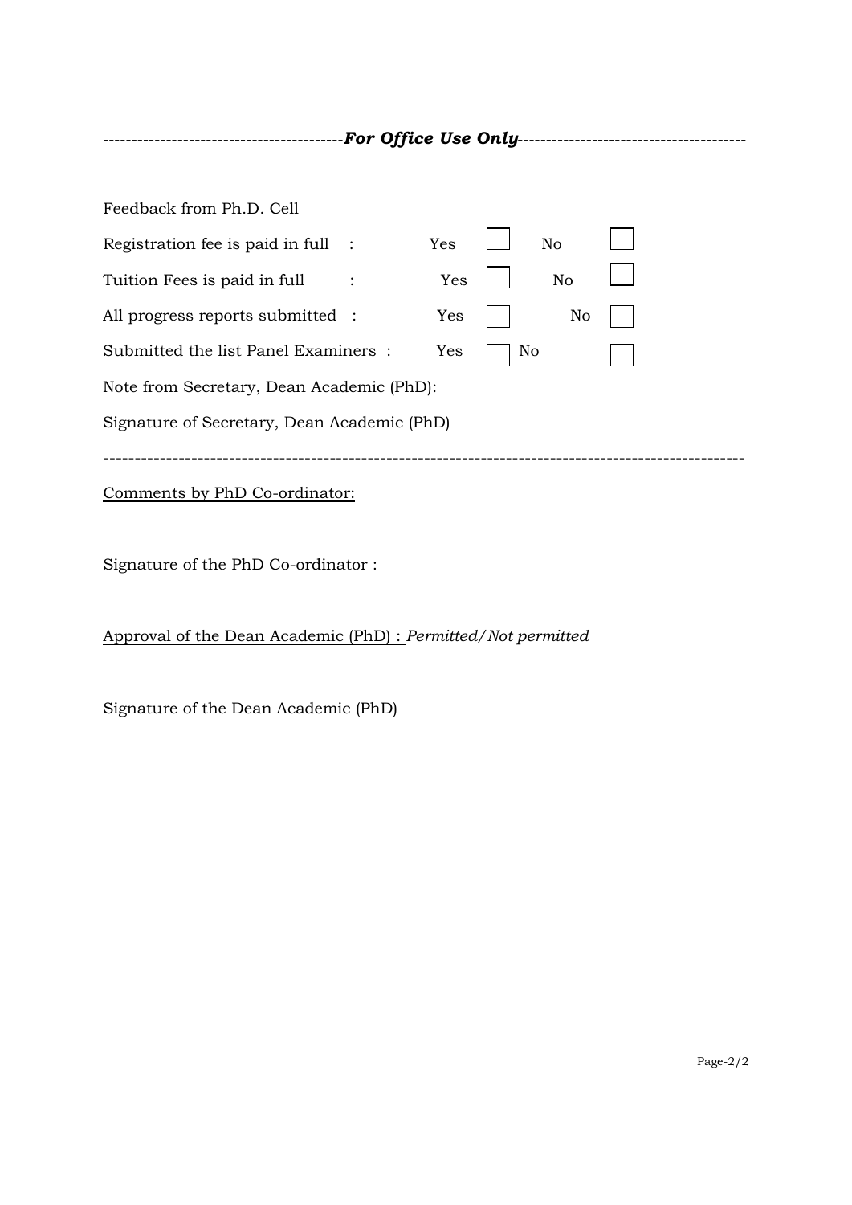------------------------------------------***For Office Use Only***------------------------------------------

Feedback from Ph.D. Cell

| | | | | |
|---|---|---|---|---|
| Registration fee is paid in full : | Yes | ☐ | No | ☐ |
| Tuition Fees is paid in full : | Yes | ☐ | No | ☐ |
| All progress reports submitted : | Yes | ☐ | No | ☐ |
| Submitted the list Panel Examiners : | Yes | ☐ | No | ☐ |

Note from Secretary, Dean Academic (PhD):

Signature of Secretary, Dean Academic (PhD)

---

<u>Comments by PhD Co-ordinator:</u>

Signature of the PhD Co-ordinator :

<u>Approval of the Dean Academic (PhD) :</u> *Permitted/Not permitted*

Signature of the Dean Academic (PhD)